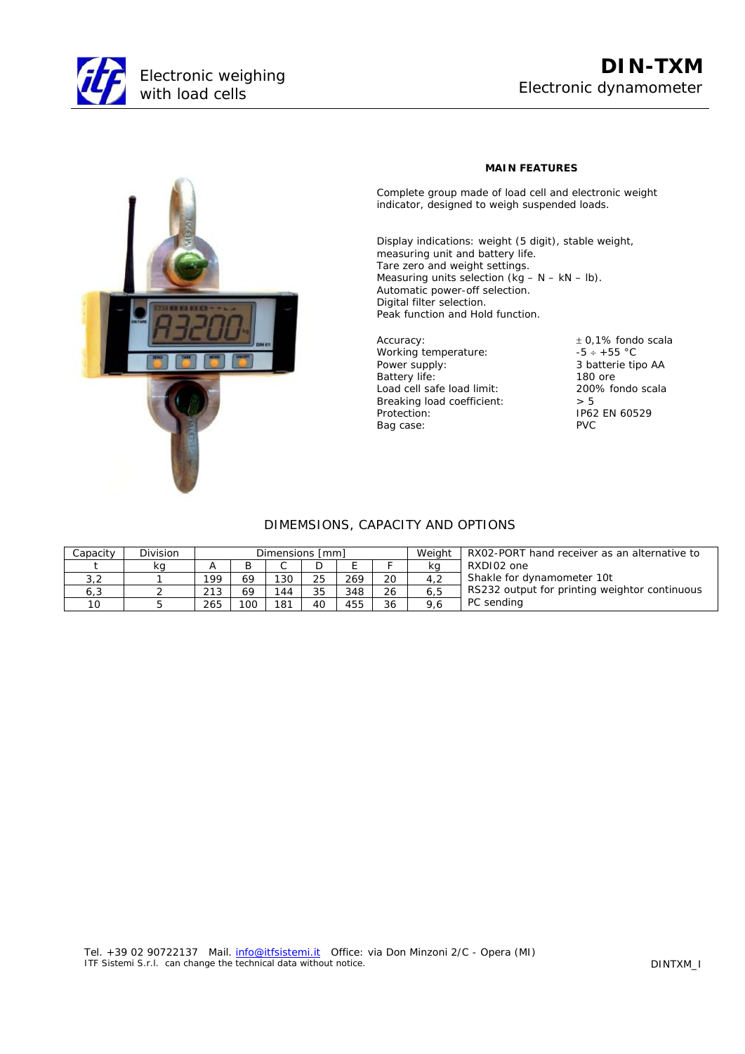Electronic weighing with load cells

# DIN-TXM

Electronic dynamometer

**MAIN FEATURES**

Complete group made of load cell and electronic weight indicator, designed to weigh suspended loads.

Display indications: weight (5 digit), stable weight, measuring unit and battery life.
Tare zero and weight settings.
Measuring units selection (kg – N – kN – lb).
Automatic power-off selection.
Digital filter selection.
Peak function and Hold function.

| | |
|---|---|
| Accuracy: | ± 0,1% fondo scala |
| Working temperature: | -5 ÷ +55 °C |
| Power supply: | 3 batterie tipo AA |
| Battery life: | 180 ore |
| Load cell safe load limit: | 200% fondo scala |
| Breaking load coefficient: | > 5 |
| Protection: | IP62 EN 60529 |
| Bag case: | PVC |

## DIMEMSIONS, CAPACITY AND OPTIONS

| Capacity | Division | Dimensions [mm] | | | | | | Weight |
|---|---|---|---|---|---|---|---|---|
| t | kg | A | B | C | D | E | F | kg |
| 3,2 | 1 | 199 | 69 | 130 | 25 | 269 | 20 | 4,2 |
| 6,3 | 2 | 213 | 69 | 144 | 35 | 348 | 26 | 6,5 |
| 10 | 5 | 265 | 100 | 181 | 40 | 455 | 36 | 9,6 |

Options:

RX02-PORT hand receiver as an alternative to RXDI02 one
Shakle for dynamometer 10t
RS232 output for printing weightor continuous PC sending

Tel. +39 02 90722137 Mail. info@itfsistemi.it Office: via Don Minzoni 2/C - Opera (MI)
ITF Sistemi S.r.l. can change the technical data without notice.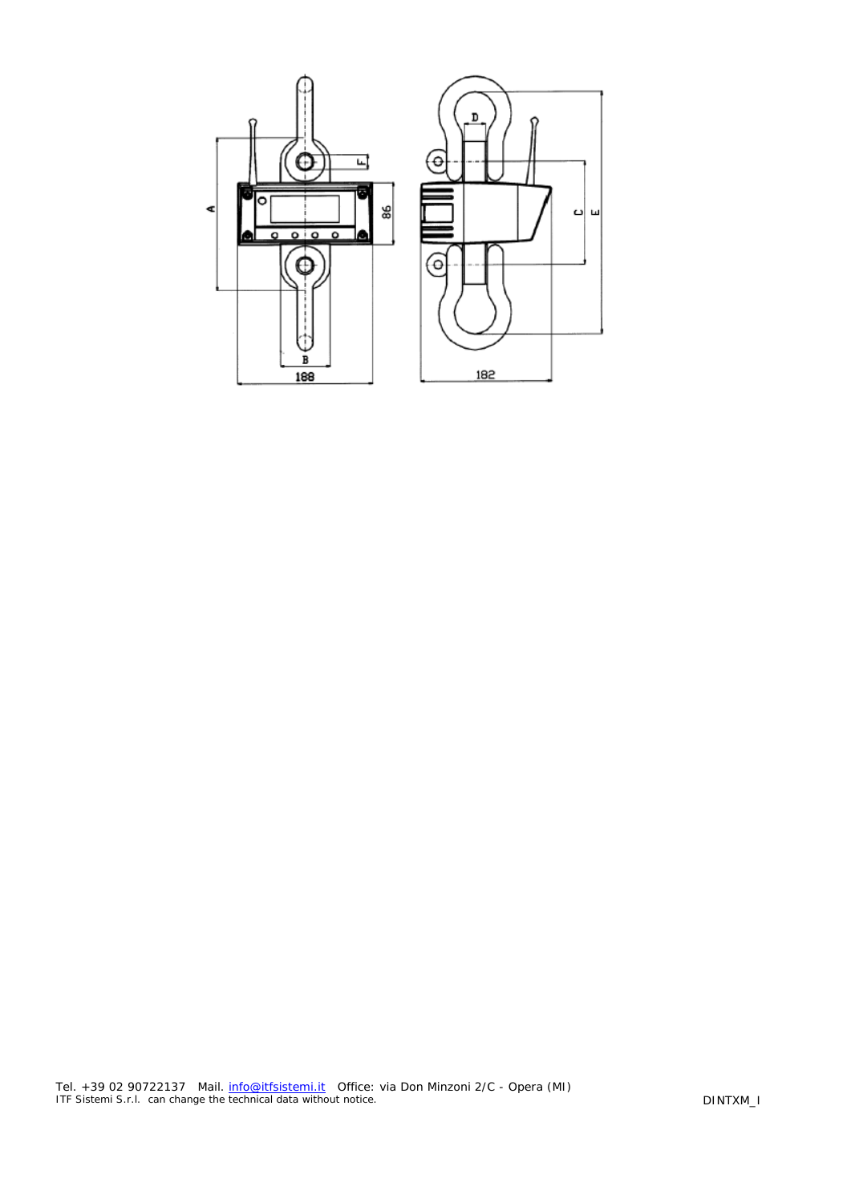A

F

86

B

188

D

C

E

182